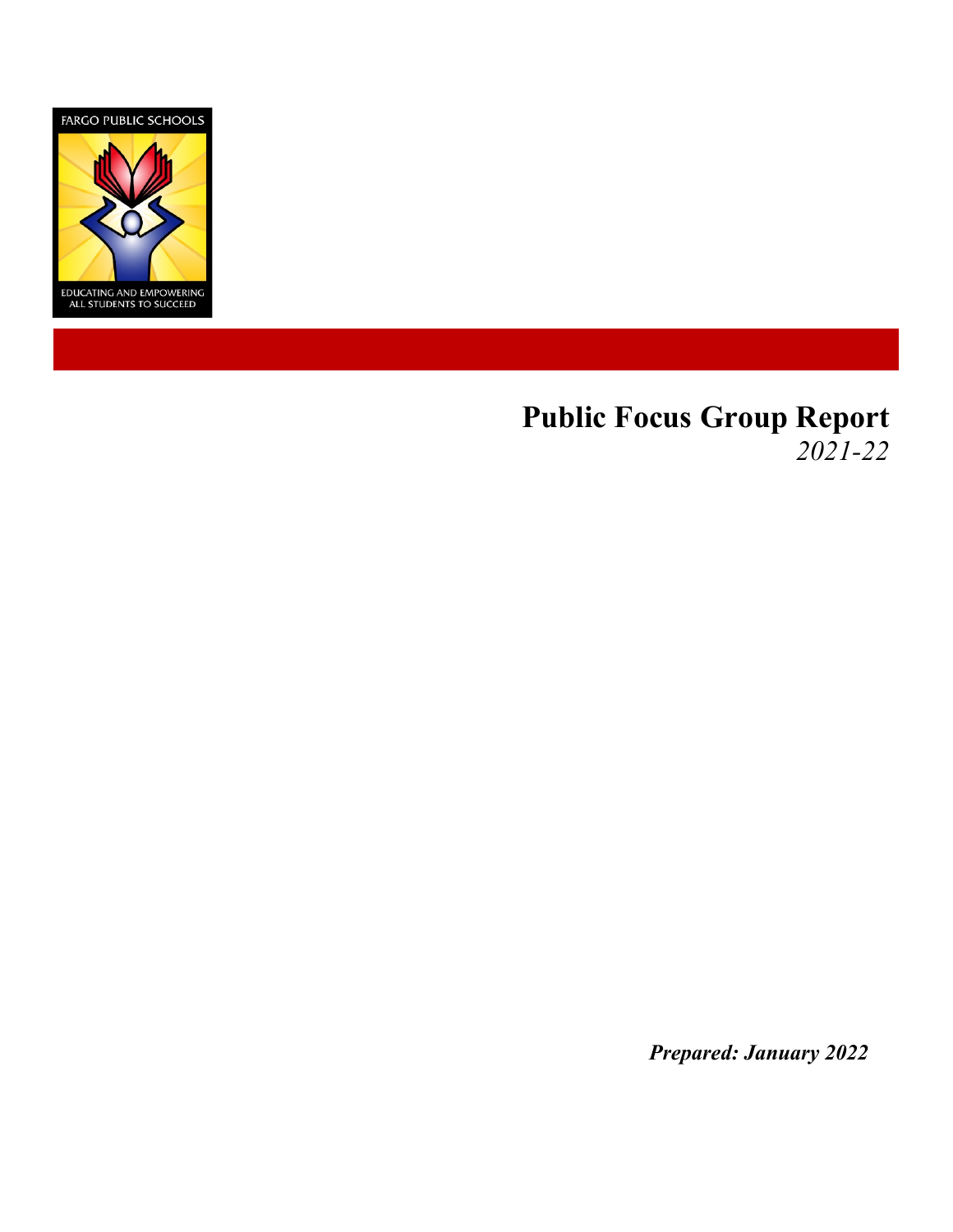FARGO PUBLIC SCHOOLS

EDUCATING AND EMPOWERING ALL STUDENTS TO SUCCEED

# Public Focus Group Report

*2021-22*

***Prepared: January 2022***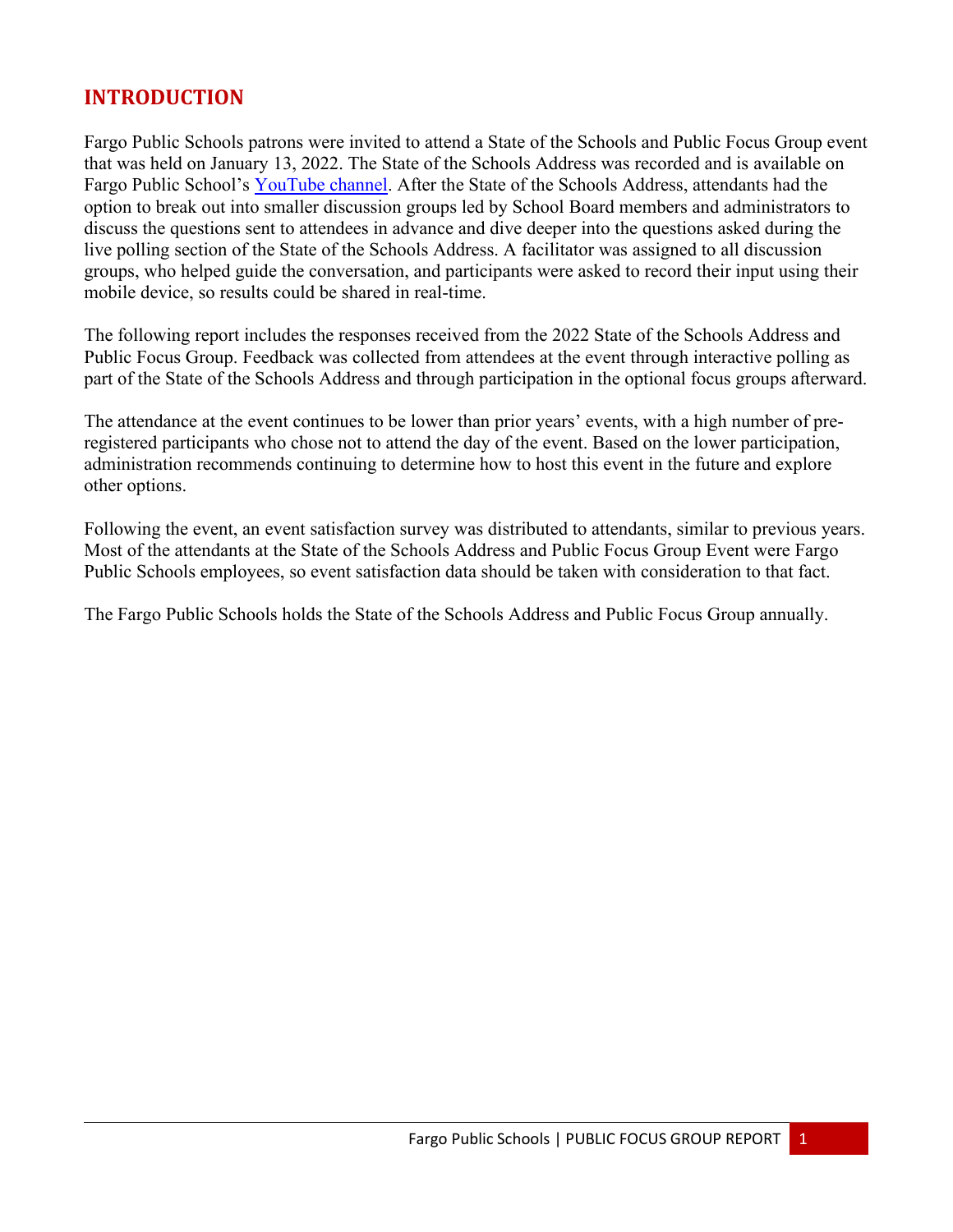# INTRODUCTION

Fargo Public Schools patrons were invited to attend a State of the Schools and Public Focus Group event that was held on January 13, 2022. The State of the Schools Address was recorded and is available on Fargo Public School's YouTube channel. After the State of the Schools Address, attendants had the option to break out into smaller discussion groups led by School Board members and administrators to discuss the questions sent to attendees in advance and dive deeper into the questions asked during the live polling section of the State of the Schools Address. A facilitator was assigned to all discussion groups, who helped guide the conversation, and participants were asked to record their input using their mobile device, so results could be shared in real-time.

The following report includes the responses received from the 2022 State of the Schools Address and Public Focus Group. Feedback was collected from attendees at the event through interactive polling as part of the State of the Schools Address and through participation in the optional focus groups afterward.

The attendance at the event continues to be lower than prior years' events, with a high number of pre-registered participants who chose not to attend the day of the event. Based on the lower participation, administration recommends continuing to determine how to host this event in the future and explore other options.

Following the event, an event satisfaction survey was distributed to attendants, similar to previous years. Most of the attendants at the State of the Schools Address and Public Focus Group Event were Fargo Public Schools employees, so event satisfaction data should be taken with consideration to that fact.

The Fargo Public Schools holds the State of the Schools Address and Public Focus Group annually.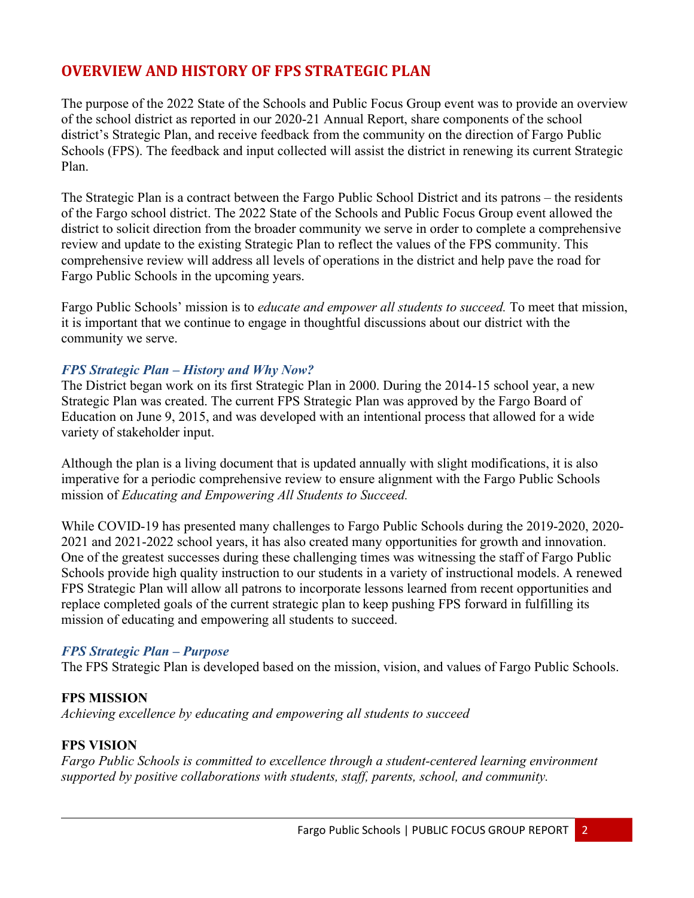## OVERVIEW AND HISTORY OF FPS STRATEGIC PLAN

The purpose of the 2022 State of the Schools and Public Focus Group event was to provide an overview of the school district as reported in our 2020-21 Annual Report, share components of the school district's Strategic Plan, and receive feedback from the community on the direction of Fargo Public Schools (FPS). The feedback and input collected will assist the district in renewing its current Strategic Plan.

The Strategic Plan is a contract between the Fargo Public School District and its patrons – the residents of the Fargo school district. The 2022 State of the Schools and Public Focus Group event allowed the district to solicit direction from the broader community we serve in order to complete a comprehensive review and update to the existing Strategic Plan to reflect the values of the FPS community. This comprehensive review will address all levels of operations in the district and help pave the road for Fargo Public Schools in the upcoming years.

Fargo Public Schools' mission is to *educate and empower all students to succeed.* To meet that mission, it is important that we continue to engage in thoughtful discussions about our district with the community we serve.

### *FPS Strategic Plan – History and Why Now?*

The District began work on its first Strategic Plan in 2000. During the 2014-15 school year, a new Strategic Plan was created. The current FPS Strategic Plan was approved by the Fargo Board of Education on June 9, 2015, and was developed with an intentional process that allowed for a wide variety of stakeholder input.

Although the plan is a living document that is updated annually with slight modifications, it is also imperative for a periodic comprehensive review to ensure alignment with the Fargo Public Schools mission of *Educating and Empowering All Students to Succeed.*

While COVID-19 has presented many challenges to Fargo Public Schools during the 2019-2020, 2020-2021 and 2021-2022 school years, it has also created many opportunities for growth and innovation. One of the greatest successes during these challenging times was witnessing the staff of Fargo Public Schools provide high quality instruction to our students in a variety of instructional models. A renewed FPS Strategic Plan will allow all patrons to incorporate lessons learned from recent opportunities and replace completed goals of the current strategic plan to keep pushing FPS forward in fulfilling its mission of educating and empowering all students to succeed.

### *FPS Strategic Plan – Purpose*

The FPS Strategic Plan is developed based on the mission, vision, and values of Fargo Public Schools.

**FPS MISSION**

*Achieving excellence by educating and empowering all students to succeed*

**FPS VISION**

*Fargo Public Schools is committed to excellence through a student-centered learning environment supported by positive collaborations with students, staff, parents, school, and community.*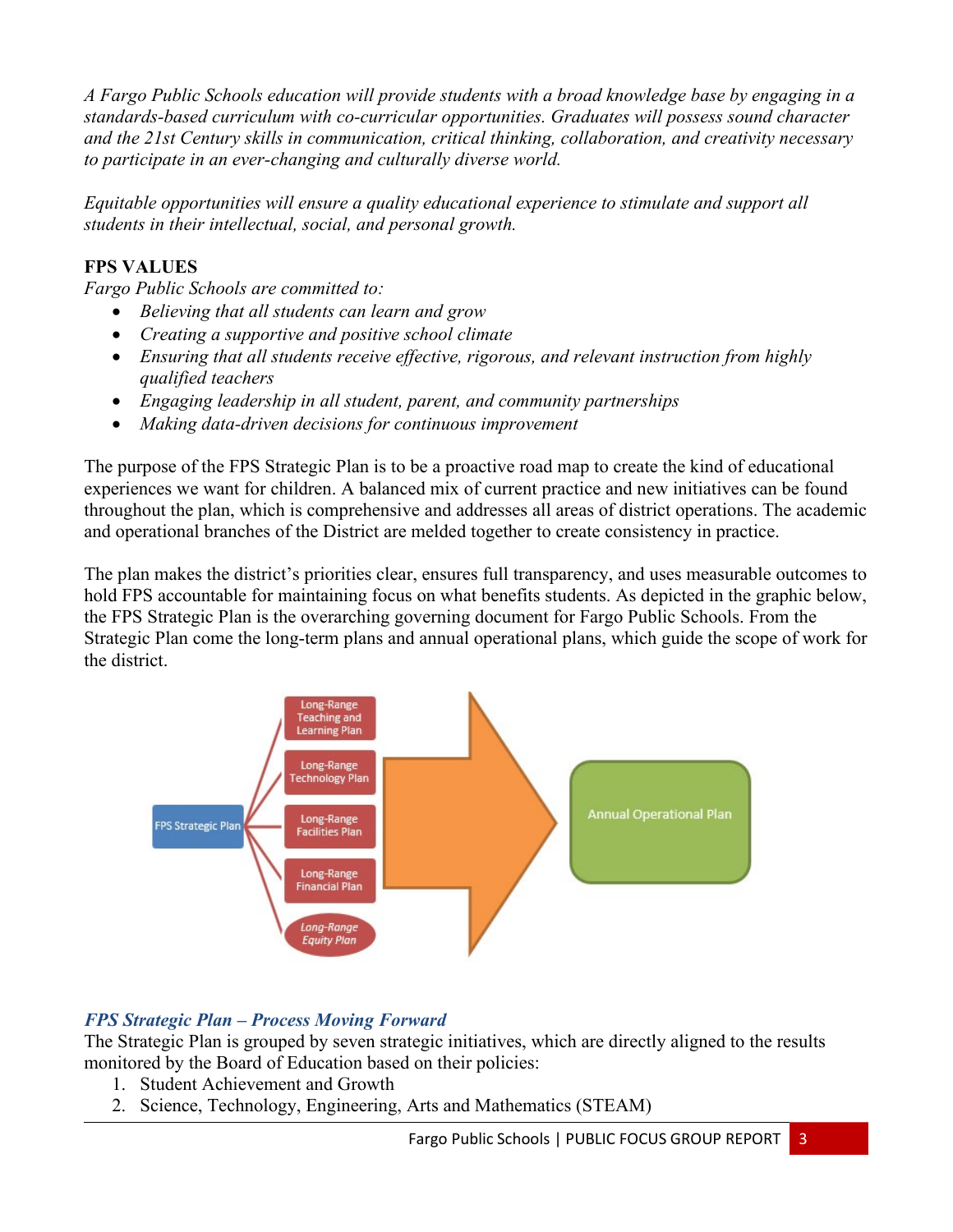*A Fargo Public Schools education will provide students with a broad knowledge base by engaging in a standards-based curriculum with co-curricular opportunities. Graduates will possess sound character and the 21st Century skills in communication, critical thinking, collaboration, and creativity necessary to participate in an ever-changing and culturally diverse world.*

*Equitable opportunities will ensure a quality educational experience to stimulate and support all students in their intellectual, social, and personal growth.*

**FPS VALUES**

*Fargo Public Schools are committed to:*

- *Believing that all students can learn and grow*
- *Creating a supportive and positive school climate*
- *Ensuring that all students receive effective, rigorous, and relevant instruction from highly qualified teachers*
- *Engaging leadership in all student, parent, and community partnerships*
- *Making data-driven decisions for continuous improvement*

The purpose of the FPS Strategic Plan is to be a proactive road map to create the kind of educational experiences we want for children. A balanced mix of current practice and new initiatives can be found throughout the plan, which is comprehensive and addresses all areas of district operations. The academic and operational branches of the District are melded together to create consistency in practice.

The plan makes the district's priorities clear, ensures full transparency, and uses measurable outcomes to hold FPS accountable for maintaining focus on what benefits students. As depicted in the graphic below, the FPS Strategic Plan is the overarching governing document for Fargo Public Schools. From the Strategic Plan come the long-term plans and annual operational plans, which guide the scope of work for the district.

FPS Strategic Plan

Long-Range Teaching and Learning Plan

Long-Range Technology Plan

Long-Range Facilities Plan

Long-Range Financial Plan

*Long-Range Equity Plan*

Annual Operational Plan

### *FPS Strategic Plan – Process Moving Forward*

The Strategic Plan is grouped by seven strategic initiatives, which are directly aligned to the results monitored by the Board of Education based on their policies:

1. Student Achievement and Growth
2. Science, Technology, Engineering, Arts and Mathematics (STEAM)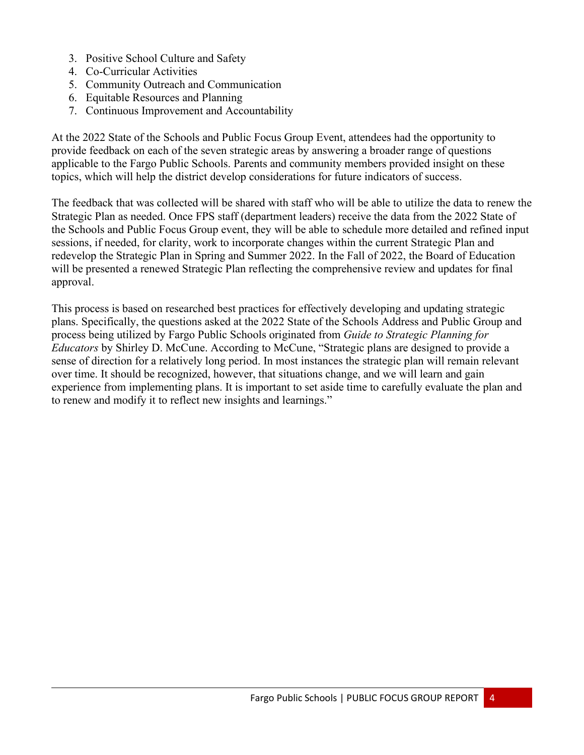3. Positive School Culture and Safety
4. Co-Curricular Activities
5. Community Outreach and Communication
6. Equitable Resources and Planning
7. Continuous Improvement and Accountability

At the 2022 State of the Schools and Public Focus Group Event, attendees had the opportunity to provide feedback on each of the seven strategic areas by answering a broader range of questions applicable to the Fargo Public Schools. Parents and community members provided insight on these topics, which will help the district develop considerations for future indicators of success.

The feedback that was collected will be shared with staff who will be able to utilize the data to renew the Strategic Plan as needed. Once FPS staff (department leaders) receive the data from the 2022 State of the Schools and Public Focus Group event, they will be able to schedule more detailed and refined input sessions, if needed, for clarity, work to incorporate changes within the current Strategic Plan and redevelop the Strategic Plan in Spring and Summer 2022. In the Fall of 2022, the Board of Education will be presented a renewed Strategic Plan reflecting the comprehensive review and updates for final approval.

This process is based on researched best practices for effectively developing and updating strategic plans. Specifically, the questions asked at the 2022 State of the Schools Address and Public Group and process being utilized by Fargo Public Schools originated from *Guide to Strategic Planning for Educators* by Shirley D. McCune. According to McCune, "Strategic plans are designed to provide a sense of direction for a relatively long period. In most instances the strategic plan will remain relevant over time. It should be recognized, however, that situations change, and we will learn and gain experience from implementing plans. It is important to set aside time to carefully evaluate the plan and to renew and modify it to reflect new insights and learnings."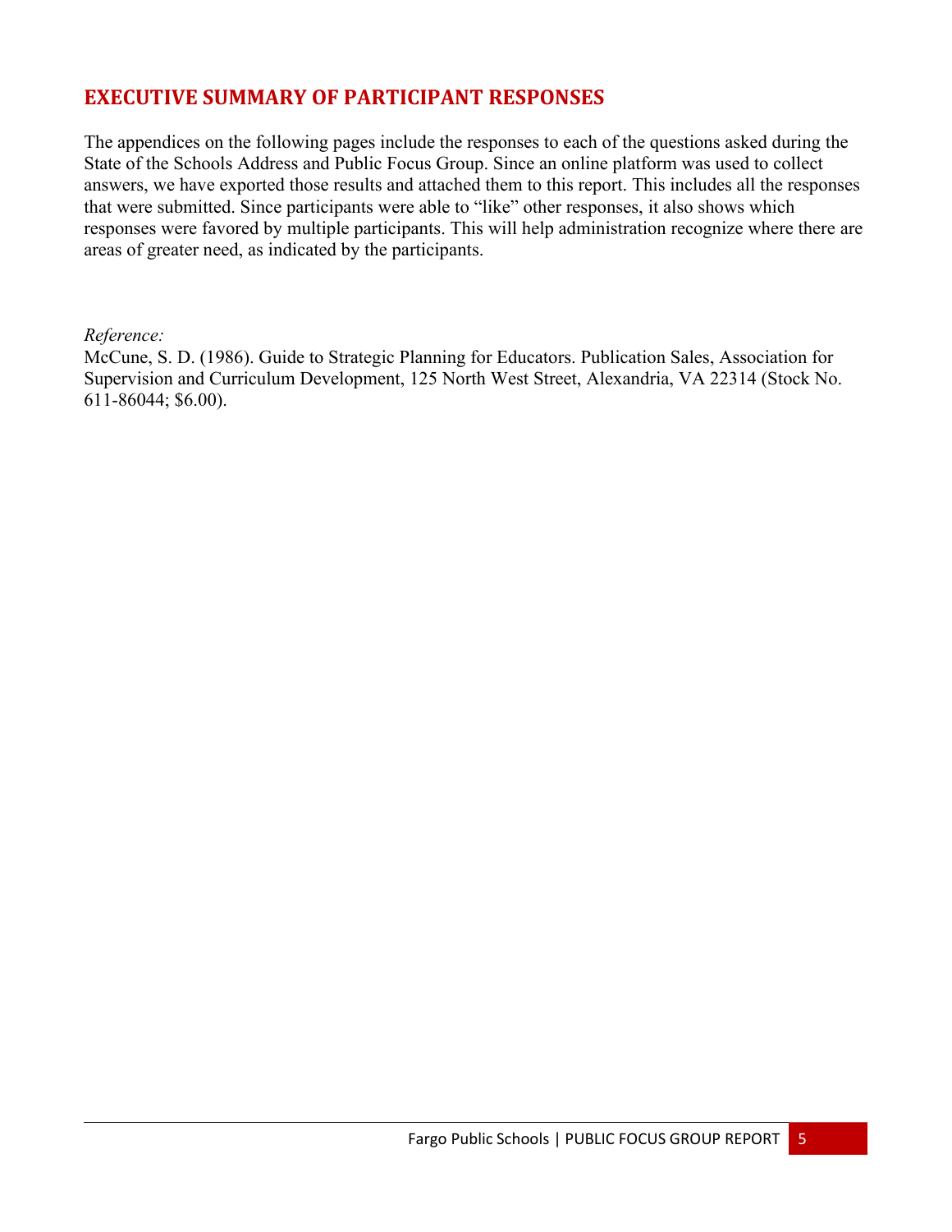## EXECUTIVE SUMMARY OF PARTICIPANT RESPONSES

The appendices on the following pages include the responses to each of the questions asked during the State of the Schools Address and Public Focus Group. Since an online platform was used to collect answers, we have exported those results and attached them to this report. This includes all the responses that were submitted. Since participants were able to "like" other responses, it also shows which responses were favored by multiple participants. This will help administration recognize where there are areas of greater need, as indicated by the participants.

*Reference:*

McCune, S. D. (1986). Guide to Strategic Planning for Educators. Publication Sales, Association for Supervision and Curriculum Development, 125 North West Street, Alexandria, VA 22314 (Stock No. 611-86044; $6.00).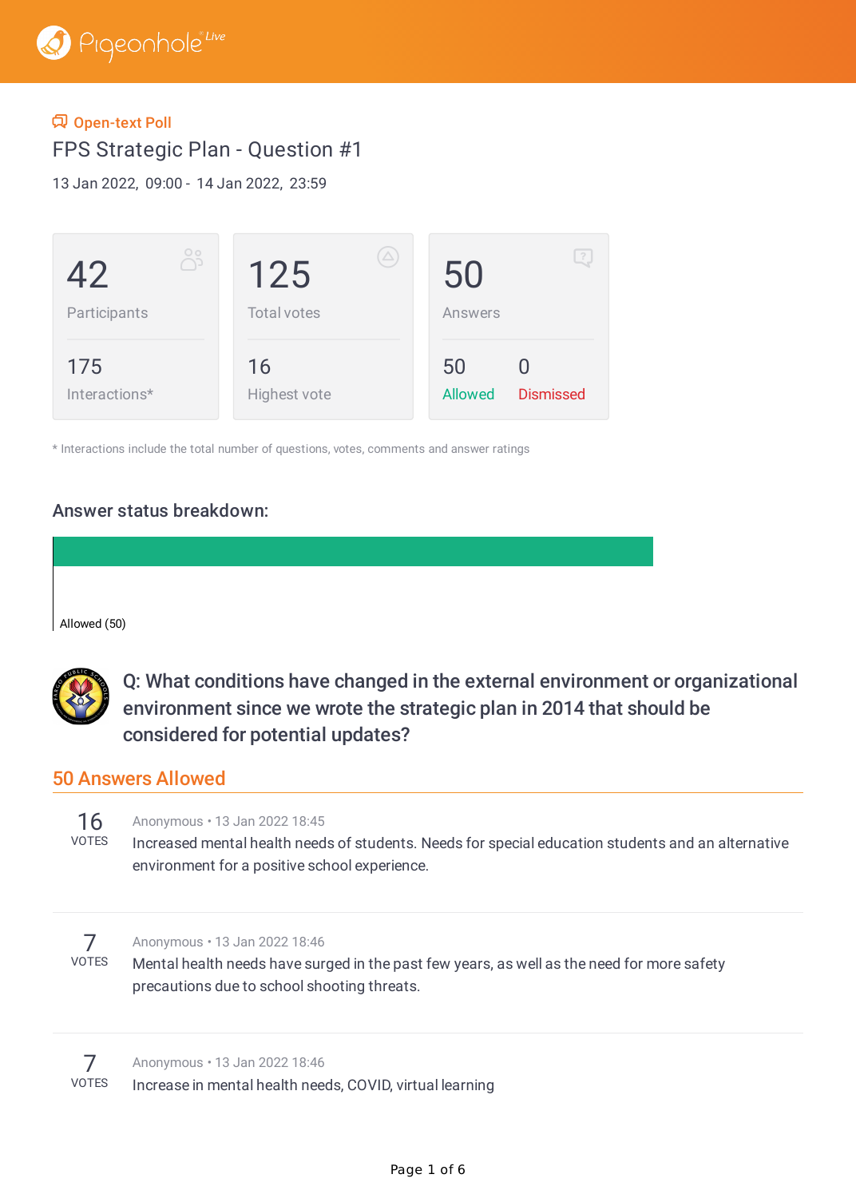Pigeonhole Live

Open-text Poll

# FPS Strategic Plan - Question #1

13 Jan 2022, 09:00 - 14 Jan 2022, 23:59

| 42 Participants | 125 Total votes | 50 Answers |
|---|---|---|
| 175 Interactions* | 16 Highest vote | 50 Allowed / 0 Dismissed |

* Interactions include the total number of questions, votes, comments and answer ratings

## Answer status breakdown:

Allowed (50)

## Q: What conditions have changed in the external environment or organizational environment since we wrote the strategic plan in 2014 that should be considered for potential updates?

### 50 Answers Allowed

**16 VOTES**
Anonymous • 13 Jan 2022 18:45
Increased mental health needs of students. Needs for special education students and an alternative environment for a positive school experience.

**7 VOTES**
Anonymous • 13 Jan 2022 18:46
Mental health needs have surged in the past few years, as well as the need for more safety precautions due to school shooting threats.

**7 VOTES**
Anonymous • 13 Jan 2022 18:46
Increase in mental health needs, COVID, virtual learning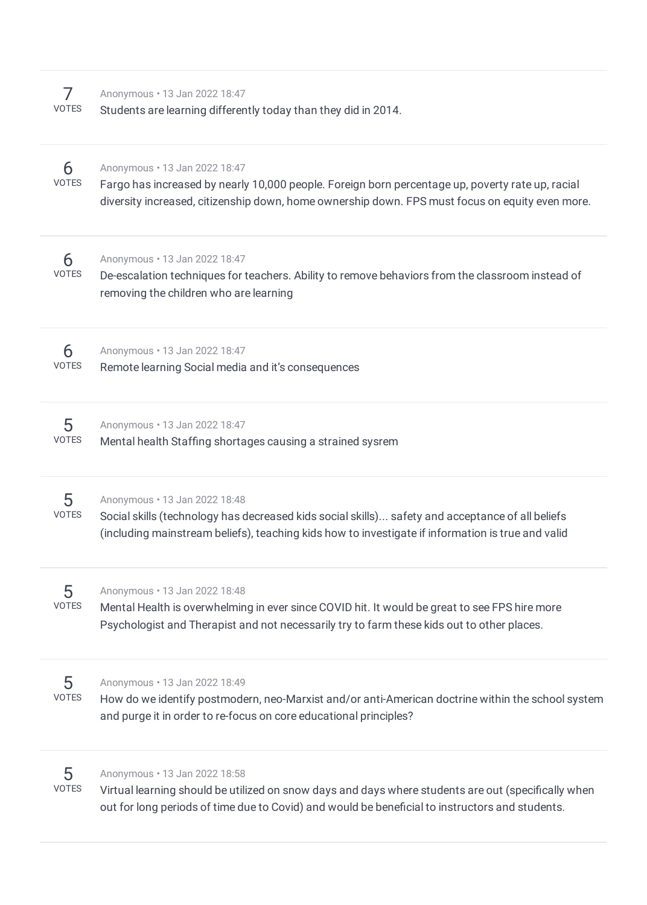7 VOTES

Anonymous • 13 Jan 2022 18:47

Students are learning differently today than they did in 2014.

---

6 VOTES

Anonymous • 13 Jan 2022 18:47

Fargo has increased by nearly 10,000 people. Foreign born percentage up, poverty rate up, racial diversity increased, citizenship down, home ownership down. FPS must focus on equity even more.

---

6 VOTES

Anonymous • 13 Jan 2022 18:47

De-escalation techniques for teachers. Ability to remove behaviors from the classroom instead of removing the children who are learning

---

6 VOTES

Anonymous • 13 Jan 2022 18:47

Remote learning Social media and it's consequences

---

5 VOTES

Anonymous • 13 Jan 2022 18:47

Mental health Staffing shortages causing a strained sysrem

---

5 VOTES

Anonymous • 13 Jan 2022 18:48

Social skills (technology has decreased kids social skills)... safety and acceptance of all beliefs (including mainstream beliefs), teaching kids how to investigate if information is true and valid

---

5 VOTES

Anonymous • 13 Jan 2022 18:48

Mental Health is overwhelming in ever since COVID hit. It would be great to see FPS hire more Psychologist and Therapist and not necessarily try to farm these kids out to other places.

---

5 VOTES

Anonymous • 13 Jan 2022 18:49

How do we identify postmodern, neo-Marxist and/or anti-American doctrine within the school system and purge it in order to re-focus on core educational principles?

---

5 VOTES

Anonymous • 13 Jan 2022 18:58

Virtual learning should be utilized on snow days and days where students are out (specifically when out for long periods of time due to Covid) and would be beneficial to instructors and students.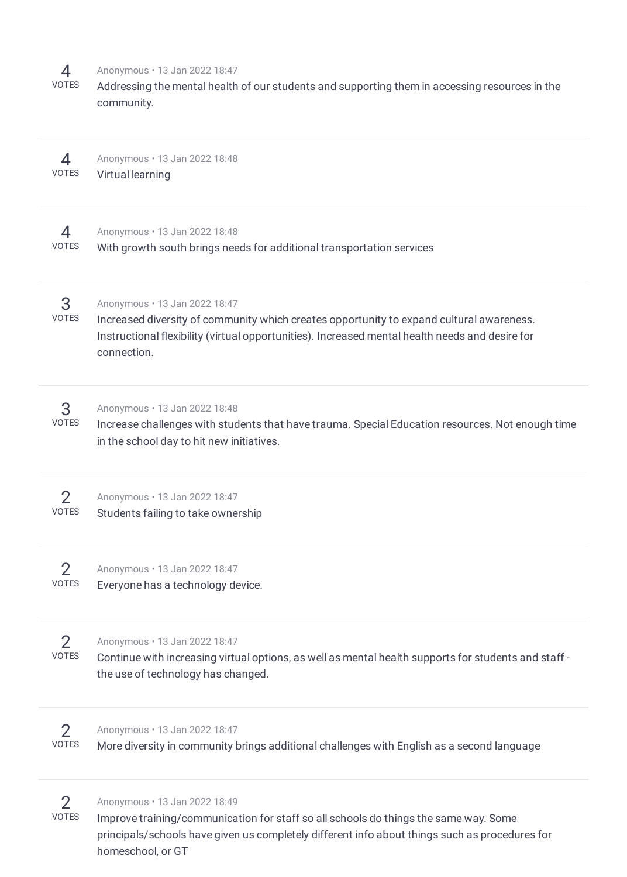4
VOTES

Anonymous • 13 Jan 2022 18:47

Addressing the mental health of our students and supporting them in accessing resources in the community.

---

4
VOTES

Anonymous • 13 Jan 2022 18:48

Virtual learning

---

4
VOTES

Anonymous • 13 Jan 2022 18:48

With growth south brings needs for additional transportation services

---

3
VOTES

Anonymous • 13 Jan 2022 18:47

Increased diversity of community which creates opportunity to expand cultural awareness. Instructional flexibility (virtual opportunities). Increased mental health needs and desire for connection.

---

3
VOTES

Anonymous • 13 Jan 2022 18:48

Increase challenges with students that have trauma. Special Education resources. Not enough time in the school day to hit new initiatives.

---

2
VOTES

Anonymous • 13 Jan 2022 18:47

Students failing to take ownership

---

2
VOTES

Anonymous • 13 Jan 2022 18:47

Everyone has a technology device.

---

2
VOTES

Anonymous • 13 Jan 2022 18:47

Continue with increasing virtual options, as well as mental health supports for students and staff - the use of technology has changed.

---

2
VOTES

Anonymous • 13 Jan 2022 18:47

More diversity in community brings additional challenges with English as a second language

---

2
VOTES

Anonymous • 13 Jan 2022 18:49

Improve training/communication for staff so all schools do things the same way. Some principals/schools have given us completely different info about things such as procedures for homeschool, or GT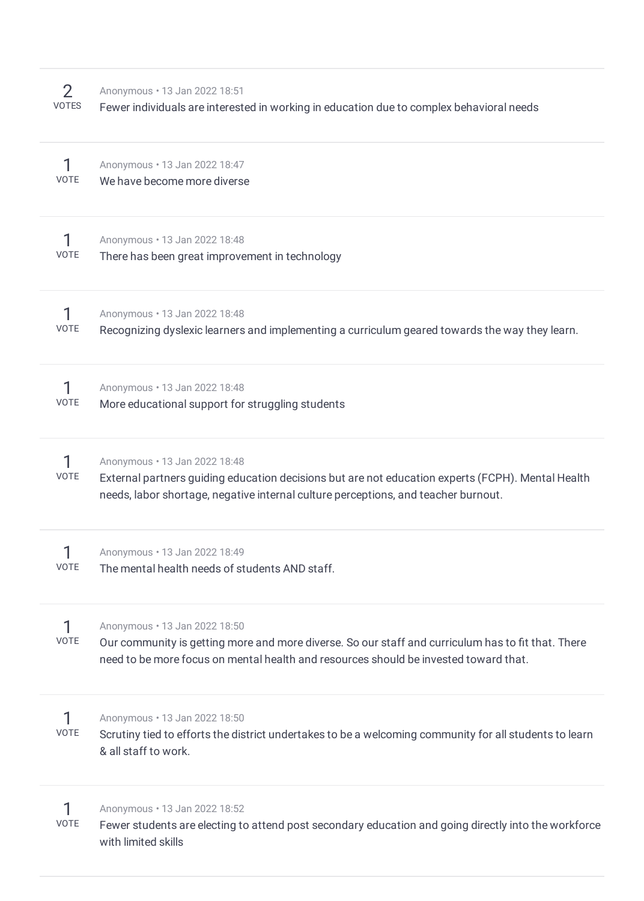2 VOTES

Anonymous • 13 Jan 2022 18:51

Fewer individuals are interested in working in education due to complex behavioral needs

---

1 VOTE

Anonymous • 13 Jan 2022 18:47

We have become more diverse

---

1 VOTE

Anonymous • 13 Jan 2022 18:48

There has been great improvement in technology

---

1 VOTE

Anonymous • 13 Jan 2022 18:48

Recognizing dyslexic learners and implementing a curriculum geared towards the way they learn.

---

1 VOTE

Anonymous • 13 Jan 2022 18:48

More educational support for struggling students

---

1 VOTE

Anonymous • 13 Jan 2022 18:48

External partners guiding education decisions but are not education experts (FCPH). Mental Health needs, labor shortage, negative internal culture perceptions, and teacher burnout.

---

1 VOTE

Anonymous • 13 Jan 2022 18:49

The mental health needs of students AND staff.

---

1 VOTE

Anonymous • 13 Jan 2022 18:50

Our community is getting more and more diverse. So our staff and curriculum has to fit that. There need to be more focus on mental health and resources should be invested toward that.

---

1 VOTE

Anonymous • 13 Jan 2022 18:50

Scrutiny tied to efforts the district undertakes to be a welcoming community for all students to learn & all staff to work.

---

1 VOTE

Anonymous • 13 Jan 2022 18:52

Fewer students are electing to attend post secondary education and going directly into the workforce with limited skills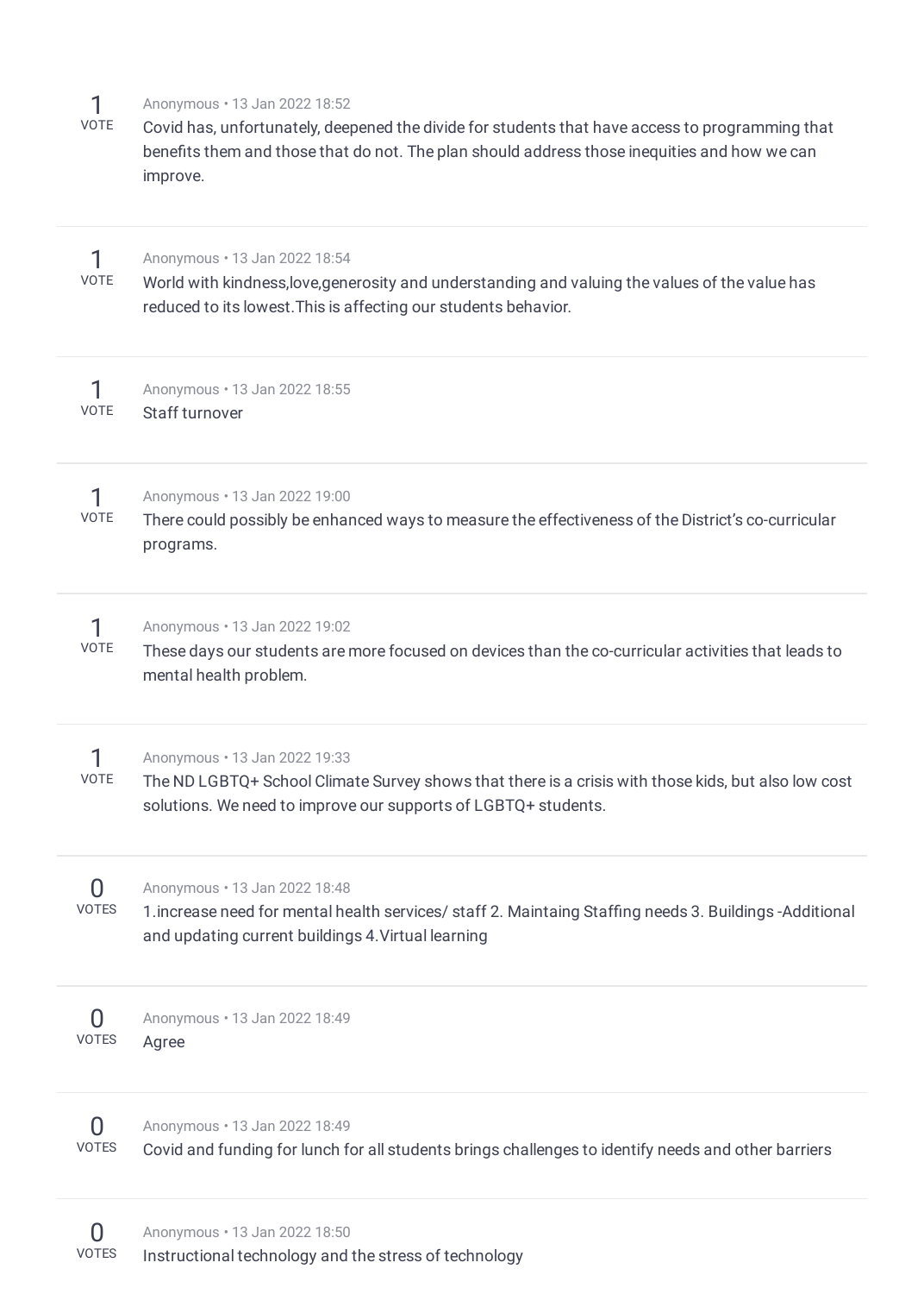1
VOTE

Anonymous • 13 Jan 2022 18:52

Covid has, unfortunately, deepened the divide for students that have access to programming that benefits them and those that do not. The plan should address those inequities and how we can improve.

---

1
VOTE

Anonymous • 13 Jan 2022 18:54

World with kindness,love,generosity and understanding and valuing the values of the value has reduced to its lowest.This is affecting our students behavior.

---

1
VOTE

Anonymous • 13 Jan 2022 18:55

Staff turnover

---

1
VOTE

Anonymous • 13 Jan 2022 19:00

There could possibly be enhanced ways to measure the effectiveness of the District's co-curricular programs.

---

1
VOTE

Anonymous • 13 Jan 2022 19:02

These days our students are more focused on devices than the co-curricular activities that leads to mental health problem.

---

1
VOTE

Anonymous • 13 Jan 2022 19:33

The ND LGBTQ+ School Climate Survey shows that there is a crisis with those kids, but also low cost solutions. We need to improve our supports of LGBTQ+ students.

---

0
VOTES

Anonymous • 13 Jan 2022 18:48

1.increase need for mental health services/ staff 2. Maintaing Staffing needs 3. Buildings -Additional and updating current buildings 4.Virtual learning

---

0
VOTES

Anonymous • 13 Jan 2022 18:49

Agree

---

0
VOTES

Anonymous • 13 Jan 2022 18:49

Covid and funding for lunch for all students brings challenges to identify needs and other barriers

---

0
VOTES

Anonymous • 13 Jan 2022 18:50

Instructional technology and the stress of technology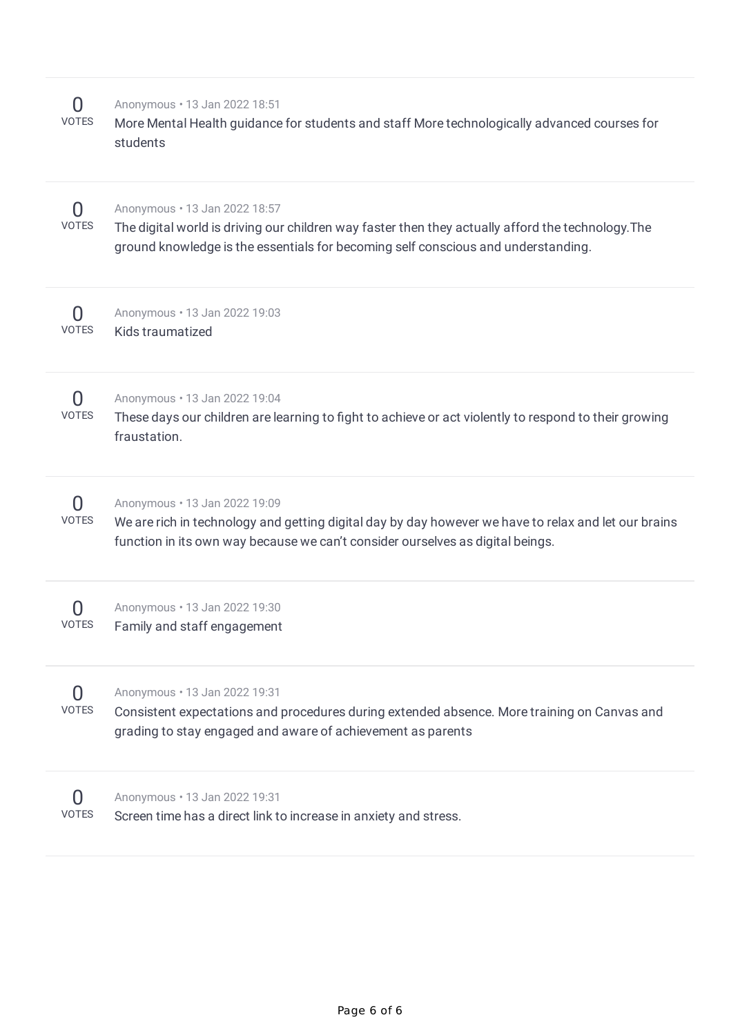0
VOTES

Anonymous • 13 Jan 2022 18:51

More Mental Health guidance for students and staff More technologically advanced courses for students

---

0
VOTES

Anonymous • 13 Jan 2022 18:57

The digital world is driving our children way faster then they actually afford the technology.The ground knowledge is the essentials for becoming self conscious and understanding.

---

0
VOTES

Anonymous • 13 Jan 2022 19:03

Kids traumatized

---

0
VOTES

Anonymous • 13 Jan 2022 19:04

These days our children are learning to fight to achieve or act violently to respond to their growing fraustation.

---

0
VOTES

Anonymous • 13 Jan 2022 19:09

We are rich in technology and getting digital day by day however we have to relax and let our brains function in its own way because we can't consider ourselves as digital beings.

---

0
VOTES

Anonymous • 13 Jan 2022 19:30

Family and staff engagement

---

0
VOTES

Anonymous • 13 Jan 2022 19:31

Consistent expectations and procedures during extended absence. More training on Canvas and grading to stay engaged and aware of achievement as parents

---

0
VOTES

Anonymous • 13 Jan 2022 19:31

Screen time has a direct link to increase in anxiety and stress.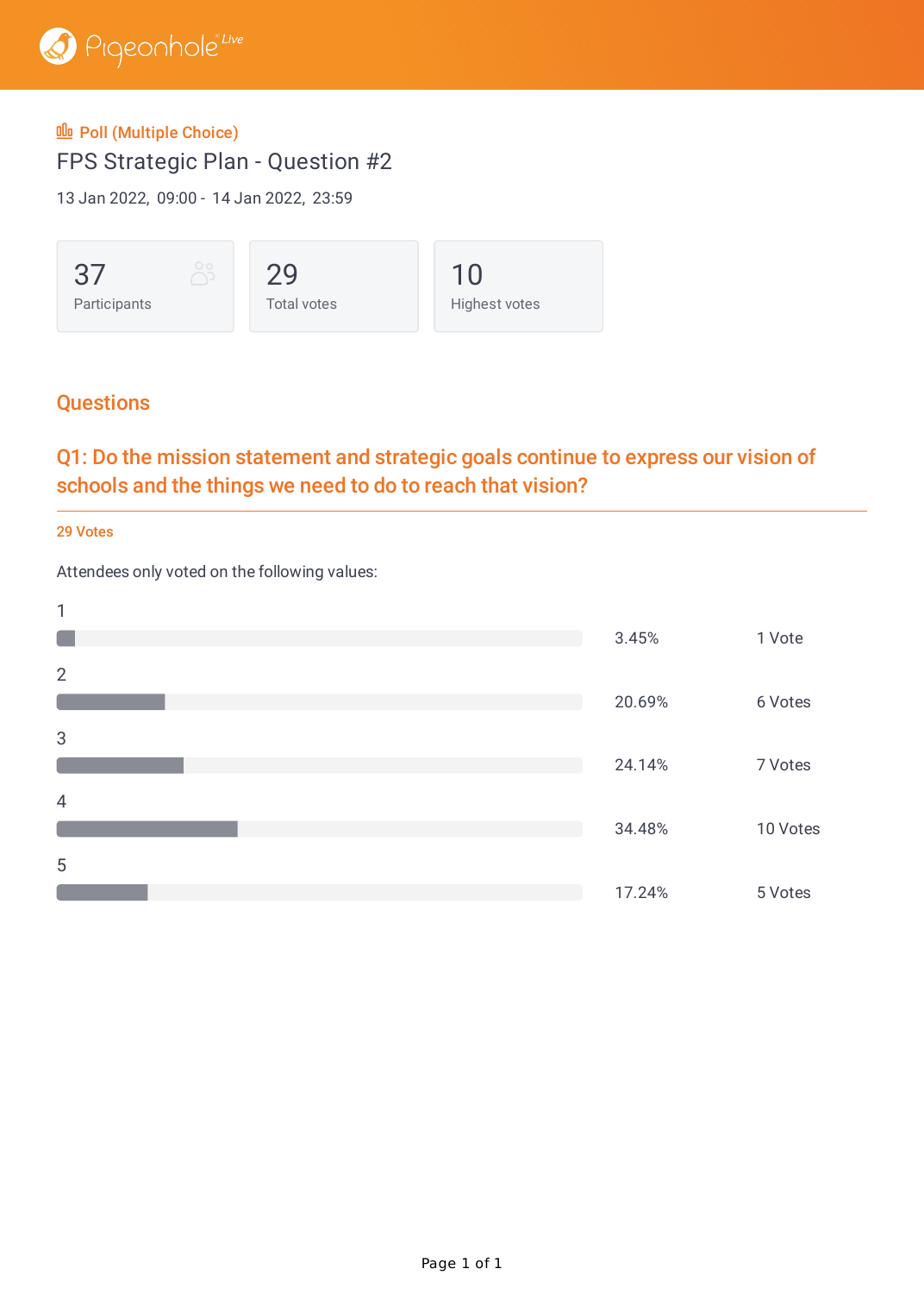Pigeonhole Live

Poll (Multiple Choice)

# FPS Strategic Plan - Question #2

13 Jan 2022, 09:00 - 14 Jan 2022, 23:59

| 37 | 29 | 10 |
|---|---|---|
| Participants | Total votes | Highest votes |

## Questions

### Q1: Do the mission statement and strategic goals continue to express our vision of schools and the things we need to do to reach that vision?

**29 Votes**

Attendees only voted on the following values:

| Value | Percentage | Votes |
|---|---|---|
| 1 | 3.45% | 1 Vote |
| 2 | 20.69% | 6 Votes |
| 3 | 24.14% | 7 Votes |
| 4 | 34.48% | 10 Votes |
| 5 | 17.24% | 5 Votes |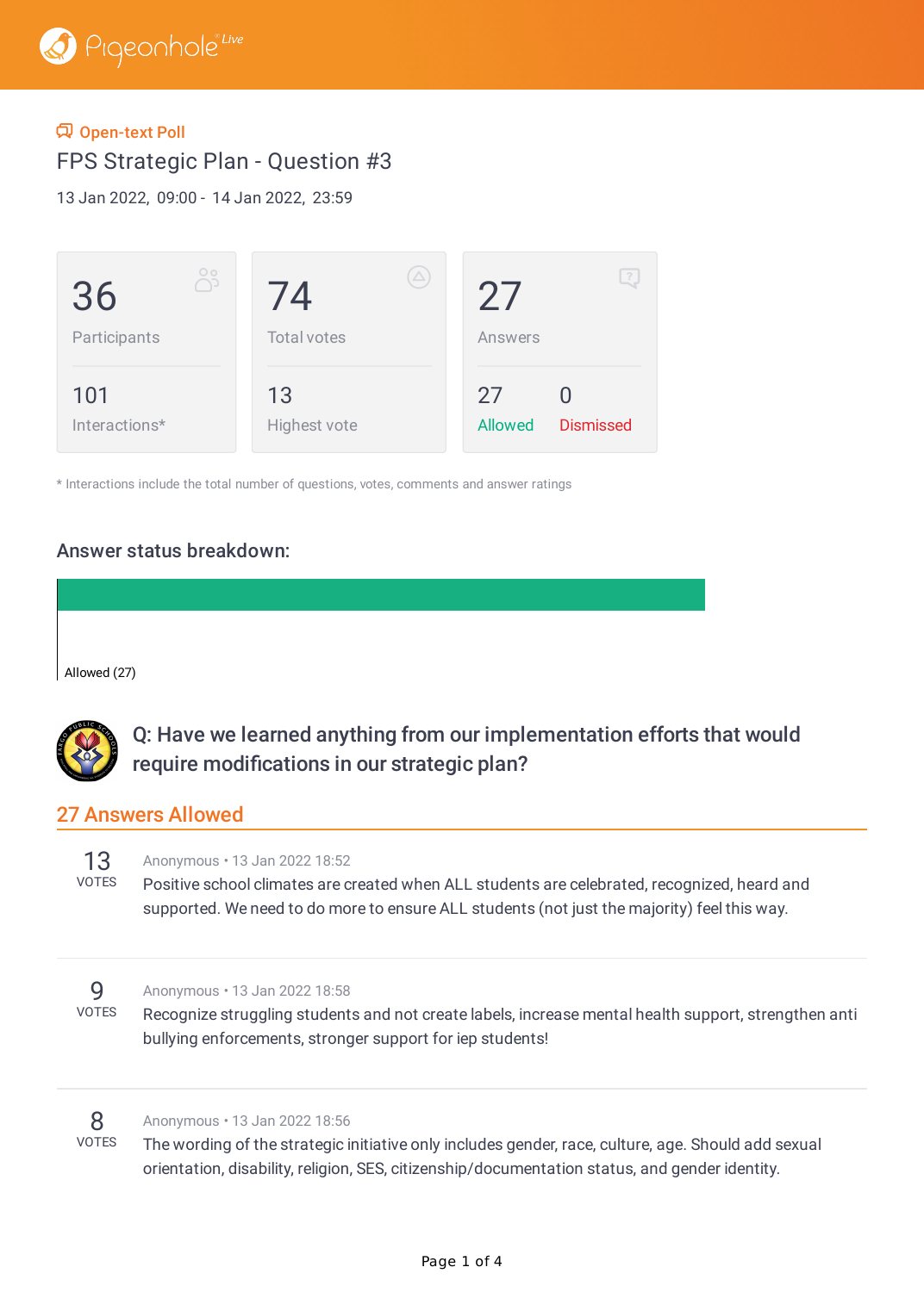Open-text Poll

# FPS Strategic Plan - Question #3

13 Jan 2022, 09:00 - 14 Jan 2022, 23:59

| 36 Participants | 74 Total votes | 27 Answers |
|---|---|---|
| 101 Interactions* | 13 Highest vote | 27 Allowed / 0 Dismissed |

\* Interactions include the total number of questions, votes, comments and answer ratings

## Answer status breakdown:

Allowed (27)

## Q: Have we learned anything from our implementation efforts that would require modifications in our strategic plan?

### 27 Answers Allowed

**13 VOTES**
Anonymous • 13 Jan 2022 18:52
Positive school climates are created when ALL students are celebrated, recognized, heard and supported. We need to do more to ensure ALL students (not just the majority) feel this way.

---

**9 VOTES**
Anonymous • 13 Jan 2022 18:58
Recognize struggling students and not create labels, increase mental health support, strengthen anti bullying enforcements, stronger support for iep students!

---

**8 VOTES**
Anonymous • 13 Jan 2022 18:56
The wording of the strategic initiative only includes gender, race, culture, age. Should add sexual orientation, disability, religion, SES, citizenship/documentation status, and gender identity.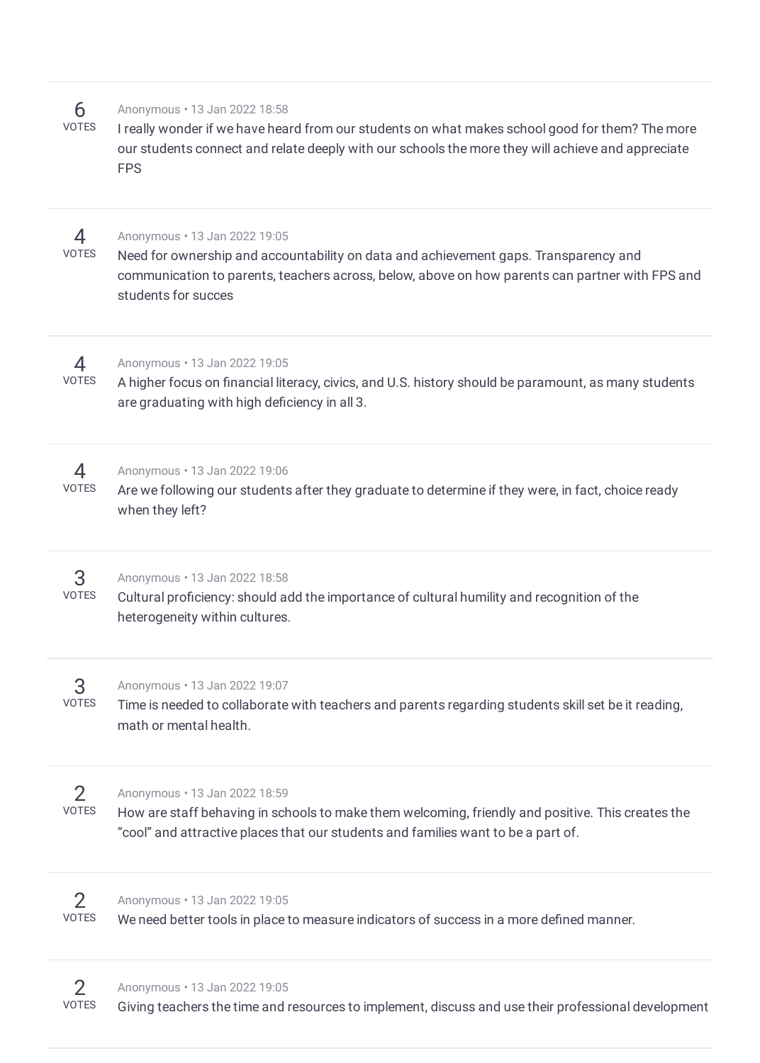6 VOTES

Anonymous • 13 Jan 2022 18:58

I really wonder if we have heard from our students on what makes school good for them? The more our students connect and relate deeply with our schools the more they will achieve and appreciate FPS

---

4 VOTES

Anonymous • 13 Jan 2022 19:05

Need for ownership and accountability on data and achievement gaps. Transparency and communication to parents, teachers across, below, above on how parents can partner with FPS and students for succes

---

4 VOTES

Anonymous • 13 Jan 2022 19:05

A higher focus on financial literacy, civics, and U.S. history should be paramount, as many students are graduating with high deficiency in all 3.

---

4 VOTES

Anonymous • 13 Jan 2022 19:06

Are we following our students after they graduate to determine if they were, in fact, choice ready when they left?

---

3 VOTES

Anonymous • 13 Jan 2022 18:58

Cultural proficiency: should add the importance of cultural humility and recognition of the heterogeneity within cultures.

---

3 VOTES

Anonymous • 13 Jan 2022 19:07

Time is needed to collaborate with teachers and parents regarding students skill set be it reading, math or mental health.

---

2 VOTES

Anonymous • 13 Jan 2022 18:59

How are staff behaving in schools to make them welcoming, friendly and positive. This creates the “cool” and attractive places that our students and families want to be a part of.

---

2 VOTES

Anonymous • 13 Jan 2022 19:05

We need better tools in place to measure indicators of success in a more defined manner.

---

2 VOTES

Anonymous • 13 Jan 2022 19:05

Giving teachers the time and resources to implement, discuss and use their professional development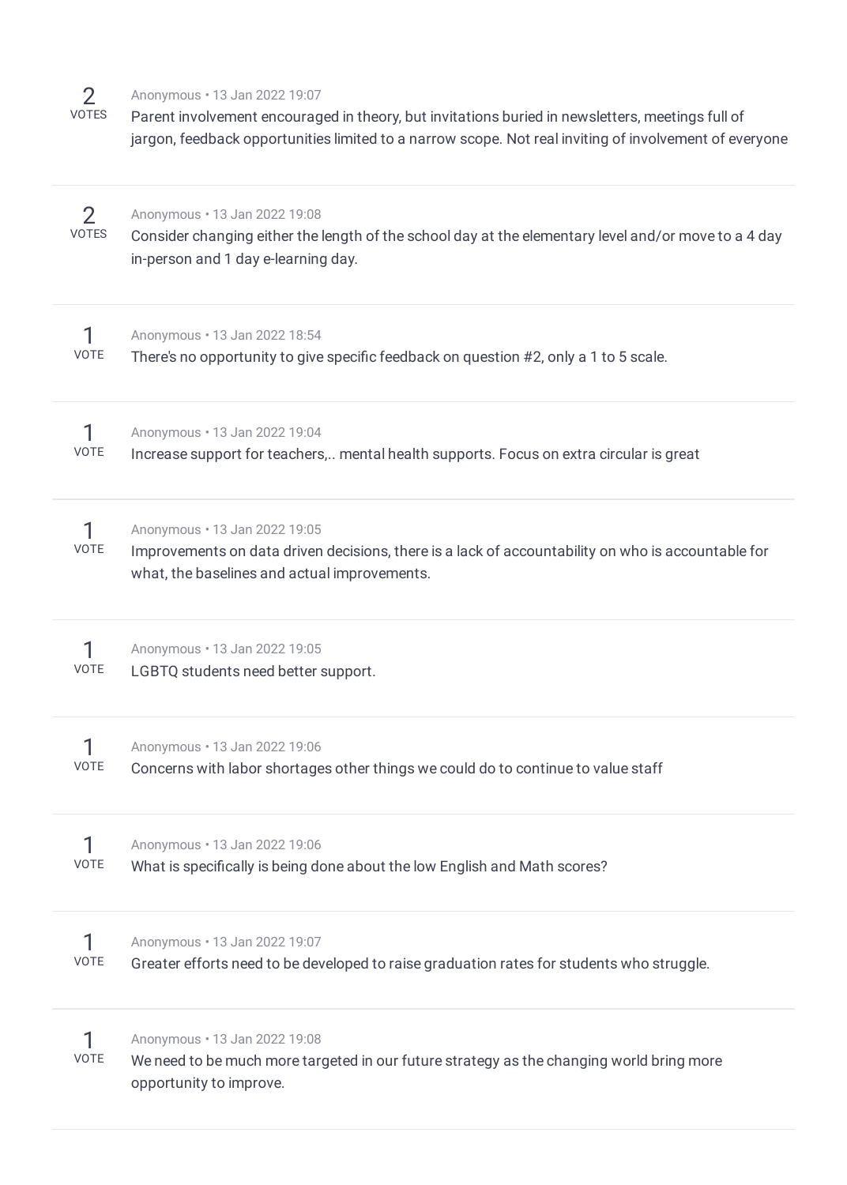2
VOTES

Anonymous • 13 Jan 2022 19:07

Parent involvement encouraged in theory, but invitations buried in newsletters, meetings full of jargon, feedback opportunities limited to a narrow scope. Not real inviting of involvement of everyone

---

2
VOTES

Anonymous • 13 Jan 2022 19:08

Consider changing either the length of the school day at the elementary level and/or move to a 4 day in-person and 1 day e-learning day.

---

1
VOTE

Anonymous • 13 Jan 2022 18:54

There's no opportunity to give specific feedback on question #2, only a 1 to 5 scale.

---

1
VOTE

Anonymous • 13 Jan 2022 19:04

Increase support for teachers,.. mental health supports. Focus on extra circular is great

---

1
VOTE

Anonymous • 13 Jan 2022 19:05

Improvements on data driven decisions, there is a lack of accountability on who is accountable for what, the baselines and actual improvements.

---

1
VOTE

Anonymous • 13 Jan 2022 19:05

LGBTQ students need better support.

---

1
VOTE

Anonymous • 13 Jan 2022 19:06

Concerns with labor shortages other things we could do to continue to value staff

---

1
VOTE

Anonymous • 13 Jan 2022 19:06

What is specifically is being done about the low English and Math scores?

---

1
VOTE

Anonymous • 13 Jan 2022 19:07

Greater efforts need to be developed to raise graduation rates for students who struggle.

---

1
VOTE

Anonymous • 13 Jan 2022 19:08

We need to be much more targeted in our future strategy as the changing world bring more opportunity to improve.

---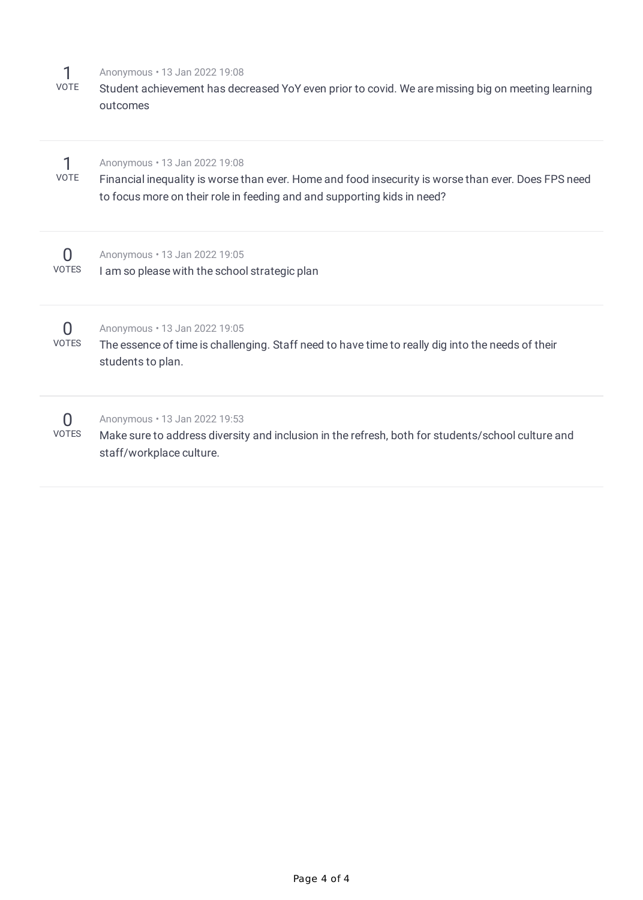1
VOTE

Anonymous • 13 Jan 2022 19:08

Student achievement has decreased YoY even prior to covid. We are missing big on meeting learning outcomes

---

1
VOTE

Anonymous • 13 Jan 2022 19:08

Financial inequality is worse than ever. Home and food insecurity is worse than ever. Does FPS need to focus more on their role in feeding and and supporting kids in need?

---

0
VOTES

Anonymous • 13 Jan 2022 19:05

I am so please with the school strategic plan

---

0
VOTES

Anonymous • 13 Jan 2022 19:05

The essence of time is challenging. Staff need to have time to really dig into the needs of their students to plan.

---

0
VOTES

Anonymous • 13 Jan 2022 19:53

Make sure to address diversity and inclusion in the refresh, both for students/school culture and staff/workplace culture.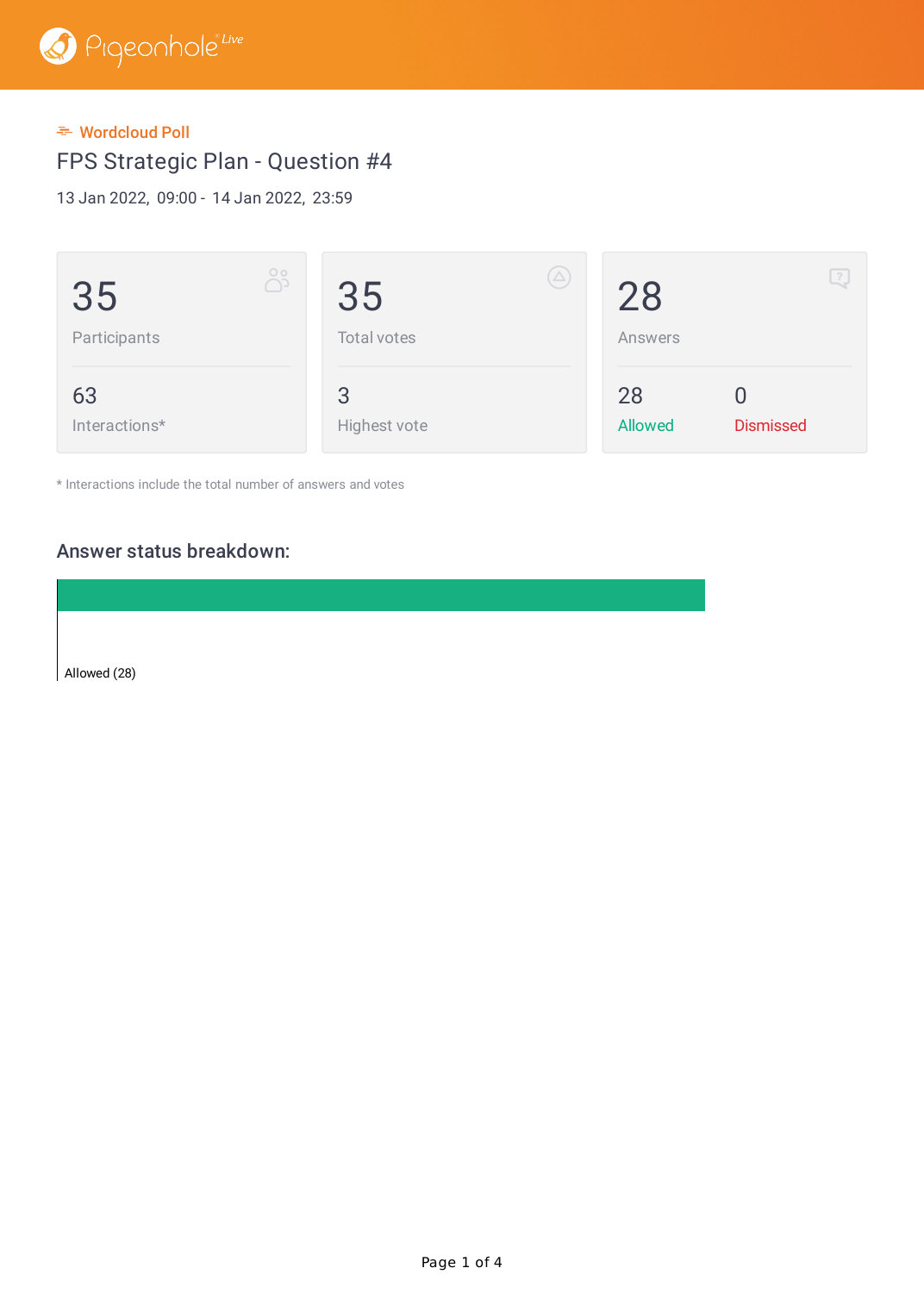Wordcloud Poll

# FPS Strategic Plan - Question #4

13 Jan 2022, 09:00 - 14 Jan 2022, 23:59

| | | | |
|---|---|---|---|
| 35 Participants | 35 Total votes | 28 Answers | |
| 63 Interactions* | 3 Highest vote | 28 Allowed | 0 Dismissed |

* Interactions include the total number of answers and votes

## Answer status breakdown:

Allowed (28)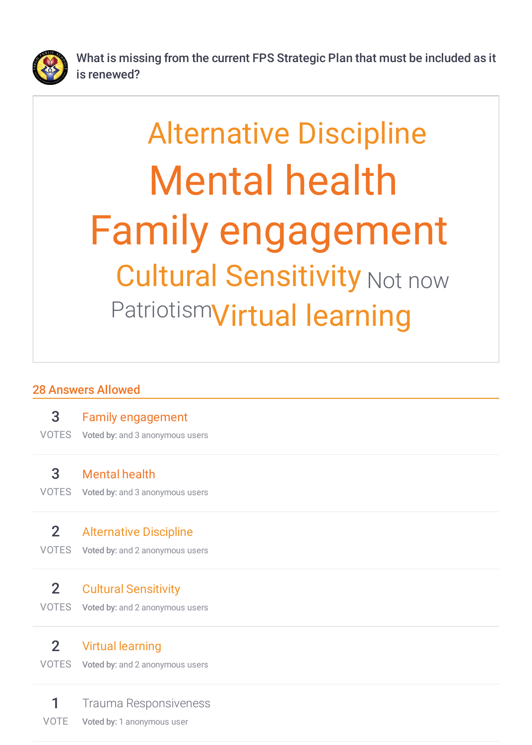What is missing from the current FPS Strategic Plan that must be included as it is renewed?

Alternative Discipline

Mental health

Family engagement

Cultural Sensitivity Not now

Patriotism Virtual learning

## 28 Answers Allowed

| Votes | Answer | Voted by |
|---|---|---|
| 3 VOTES | Family engagement | Voted by: and 3 anonymous users |
| 3 VOTES | Mental health | Voted by: and 3 anonymous users |
| 2 VOTES | Alternative Discipline | Voted by: and 2 anonymous users |
| 2 VOTES | Cultural Sensitivity | Voted by: and 2 anonymous users |
| 2 VOTES | Virtual learning | Voted by: and 2 anonymous users |
| 1 VOTE | Trauma Responsiveness | Voted by: 1 anonymous user |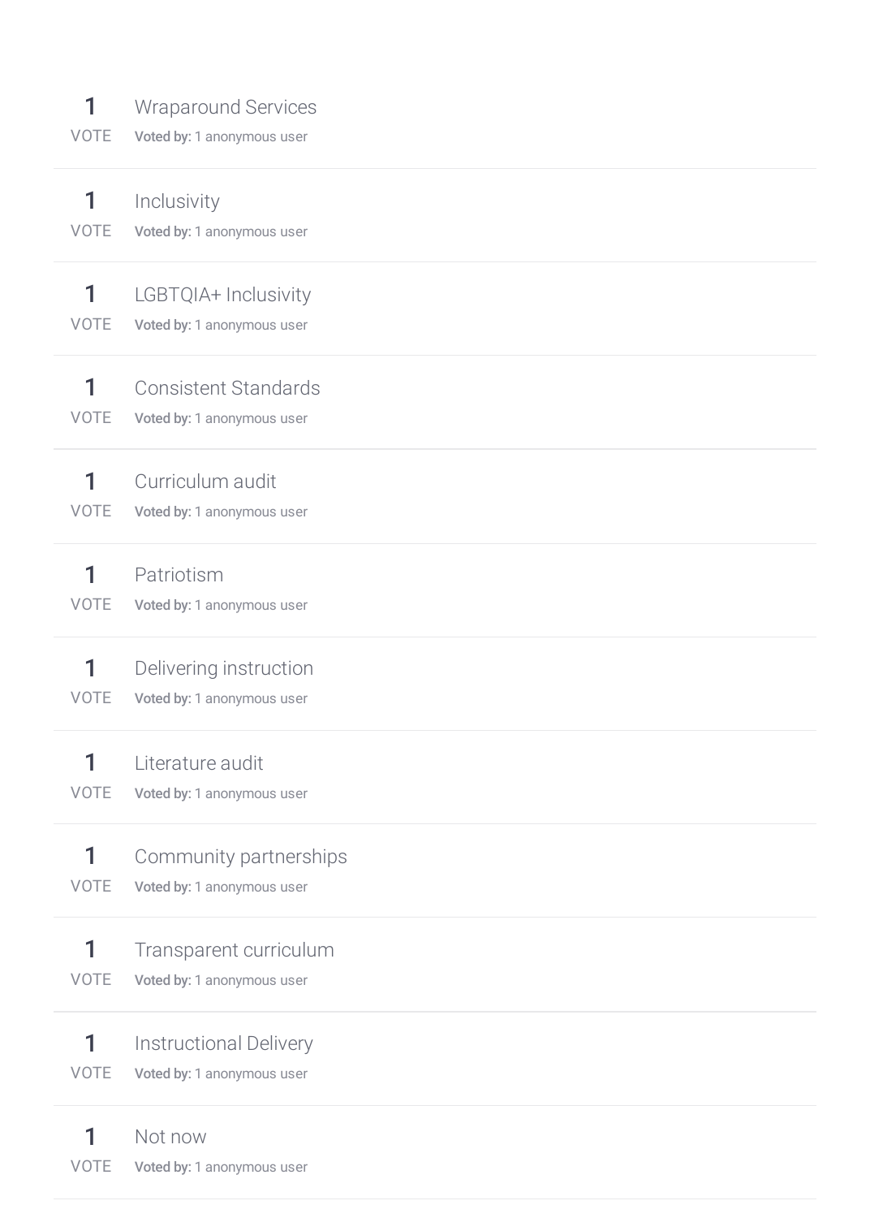**1** VOTE

Wraparound Services

**Voted by:** 1 anonymous user

---

**1** VOTE

Inclusivity

**Voted by:** 1 anonymous user

---

**1** VOTE

LGBTQIA+ Inclusivity

**Voted by:** 1 anonymous user

---

**1** VOTE

Consistent Standards

**Voted by:** 1 anonymous user

---

**1** VOTE

Curriculum audit

**Voted by:** 1 anonymous user

---

**1** VOTE

Patriotism

**Voted by:** 1 anonymous user

---

**1** VOTE

Delivering instruction

**Voted by:** 1 anonymous user

---

**1** VOTE

Literature audit

**Voted by:** 1 anonymous user

---

**1** VOTE

Community partnerships

**Voted by:** 1 anonymous user

---

**1** VOTE

Transparent curriculum

**Voted by:** 1 anonymous user

---

**1** VOTE

Instructional Delivery

**Voted by:** 1 anonymous user

---

**1** VOTE

Not now

**Voted by:** 1 anonymous user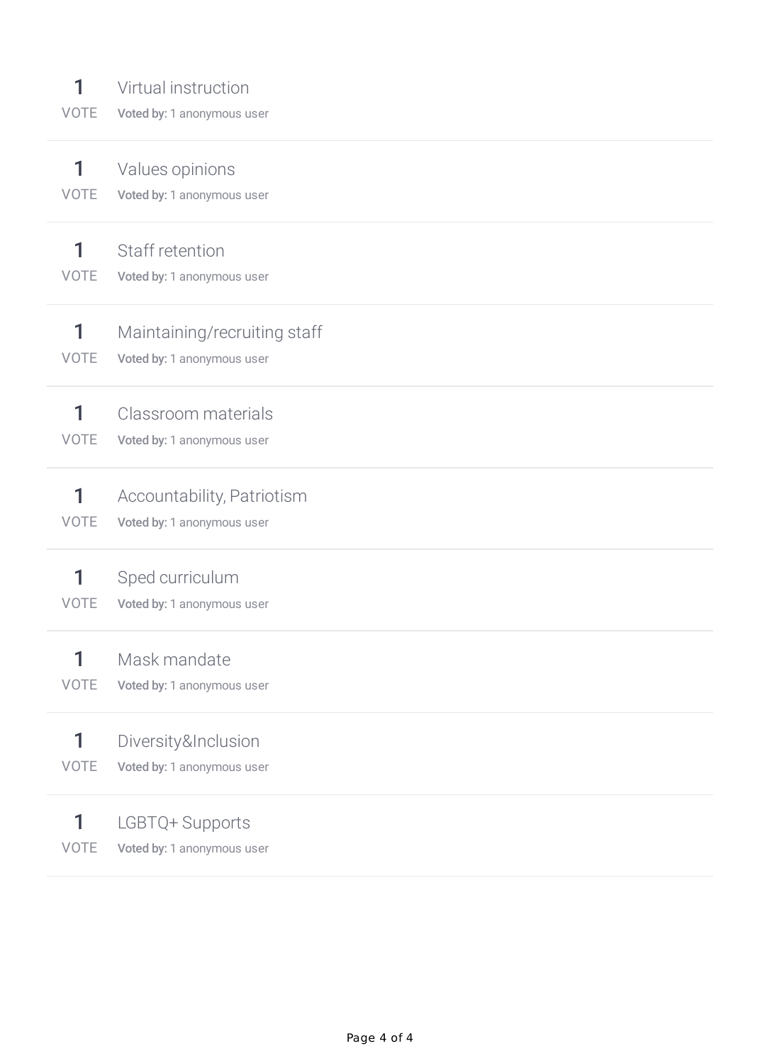**1** VOTE

Virtual instruction

**Voted by:** 1 anonymous user

---

**1** VOTE

Values opinions

**Voted by:** 1 anonymous user

---

**1** VOTE

Staff retention

**Voted by:** 1 anonymous user

---

**1** VOTE

Maintaining/recruiting staff

**Voted by:** 1 anonymous user

---

**1** VOTE

Classroom materials

**Voted by:** 1 anonymous user

---

**1** VOTE

Accountability, Patriotism

**Voted by:** 1 anonymous user

---

**1** VOTE

Sped curriculum

**Voted by:** 1 anonymous user

---

**1** VOTE

Mask mandate

**Voted by:** 1 anonymous user

---

**1** VOTE

Diversity&Inclusion

**Voted by:** 1 anonymous user

---

**1** VOTE

LGBTQ+ Supports

**Voted by:** 1 anonymous user